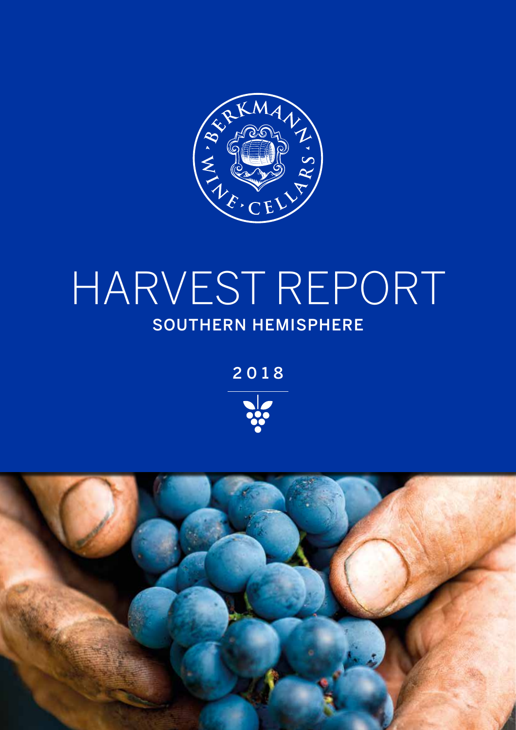# HARVEST REPORT

## SOUTHERN HEMISPHERE

2018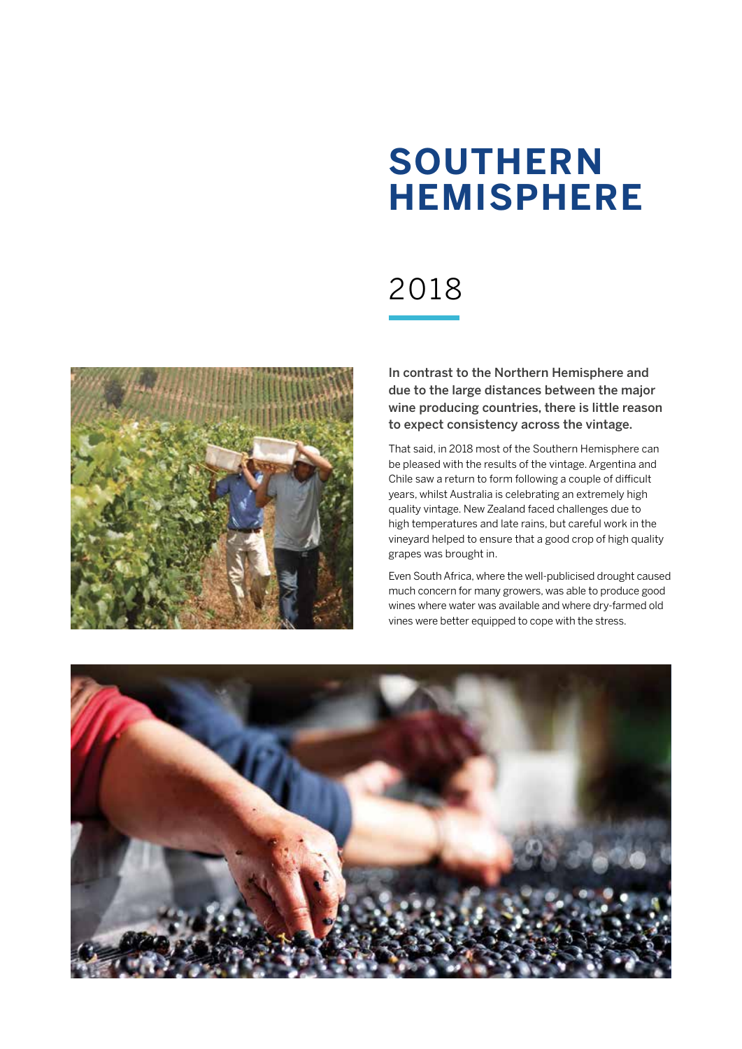# SOUTHERN HEMISPHERE

## 2018

**In contrast to the Northern Hemisphere and due to the large distances between the major wine producing countries, there is little reason to expect consistency across the vintage.**

That said, in 2018 most of the Southern Hemisphere can be pleased with the results of the vintage. Argentina and Chile saw a return to form following a couple of difficult years, whilst Australia is celebrating an extremely high quality vintage. New Zealand faced challenges due to high temperatures and late rains, but careful work in the vineyard helped to ensure that a good crop of high quality grapes was brought in.

Even South Africa, where the well-publicised drought caused much concern for many growers, was able to produce good wines where water was available and where dry-farmed old vines were better equipped to cope with the stress.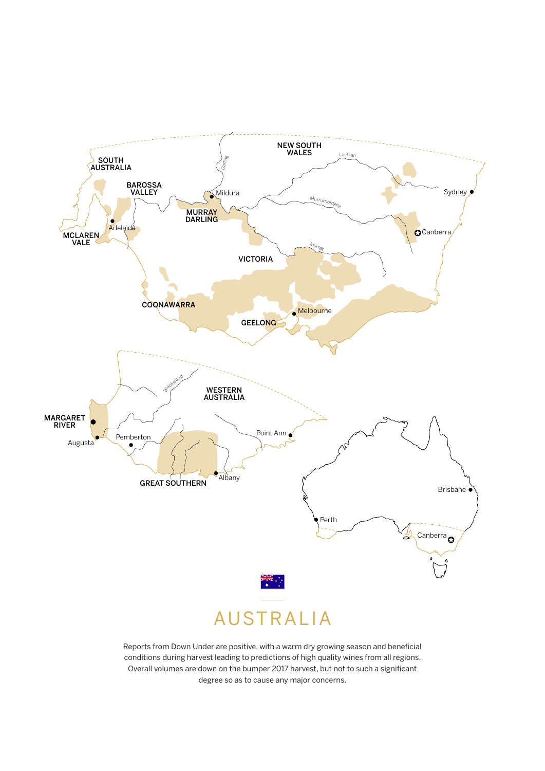# AUSTRALIA

Reports from Down Under are positive, with a warm dry growing season and beneficial conditions during harvest leading to predictions of high quality wines from all regions. Overall volumes are down on the bumper 2017 harvest, but not to such a significant degree so as to cause any major concerns.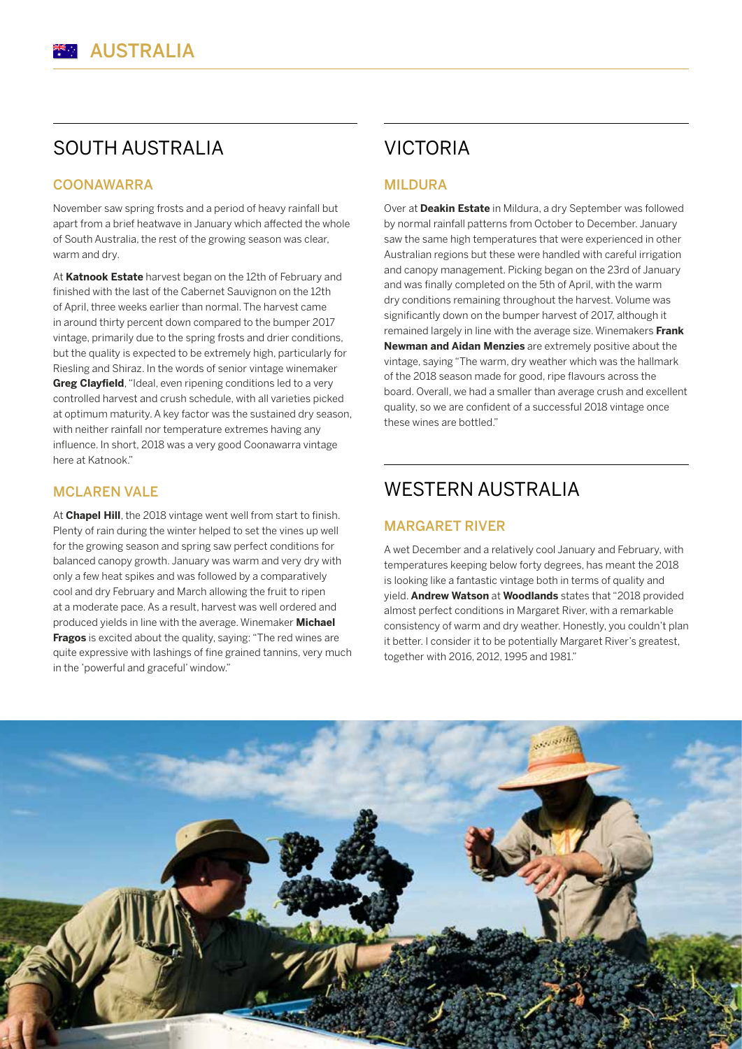# AUSTRALIA

## SOUTH AUSTRALIA

### COONAWARRA

November saw spring frosts and a period of heavy rainfall but apart from a brief heatwave in January which affected the whole of South Australia, the rest of the growing season was clear, warm and dry.

At **Katnook Estate** harvest began on the 12th of February and finished with the last of the Cabernet Sauvignon on the 12th of April, three weeks earlier than normal. The harvest came in around thirty percent down compared to the bumper 2017 vintage, primarily due to the spring frosts and drier conditions, but the quality is expected to be extremely high, particularly for Riesling and Shiraz. In the words of senior vintage winemaker **Greg Clayfield**, "Ideal, even ripening conditions led to a very controlled harvest and crush schedule, with all varieties picked at optimum maturity. A key factor was the sustained dry season, with neither rainfall nor temperature extremes having any influence. In short, 2018 was a very good Coonawarra vintage here at Katnook."

### MCLAREN VALE

At **Chapel Hill**, the 2018 vintage went well from start to finish. Plenty of rain during the winter helped to set the vines up well for the growing season and spring saw perfect conditions for balanced canopy growth. January was warm and very dry with only a few heat spikes and was followed by a comparatively cool and dry February and March allowing the fruit to ripen at a moderate pace. As a result, harvest was well ordered and produced yields in line with the average. Winemaker **Michael Fragos** is excited about the quality, saying: "The red wines are quite expressive with lashings of fine grained tannins, very much in the 'powerful and graceful' window."

## VICTORIA

### MILDURA

Over at **Deakin Estate** in Mildura, a dry September was followed by normal rainfall patterns from October to December. January saw the same high temperatures that were experienced in other Australian regions but these were handled with careful irrigation and canopy management. Picking began on the 23rd of January and was finally completed on the 5th of April, with the warm dry conditions remaining throughout the harvest. Volume was significantly down on the bumper harvest of 2017, although it remained largely in line with the average size. Winemakers **Frank Newman and Aidan Menzies** are extremely positive about the vintage, saying "The warm, dry weather which was the hallmark of the 2018 season made for good, ripe flavours across the board. Overall, we had a smaller than average crush and excellent quality, so we are confident of a successful 2018 vintage once these wines are bottled."

## WESTERN AUSTRALIA

### MARGARET RIVER

A wet December and a relatively cool January and February, with temperatures keeping below forty degrees, has meant the 2018 is looking like a fantastic vintage both in terms of quality and yield. **Andrew Watson** at **Woodlands** states that "2018 provided almost perfect conditions in Margaret River, with a remarkable consistency of warm and dry weather. Honestly, you couldn't plan it better. I consider it to be potentially Margaret River's greatest, together with 2016, 2012, 1995 and 1981."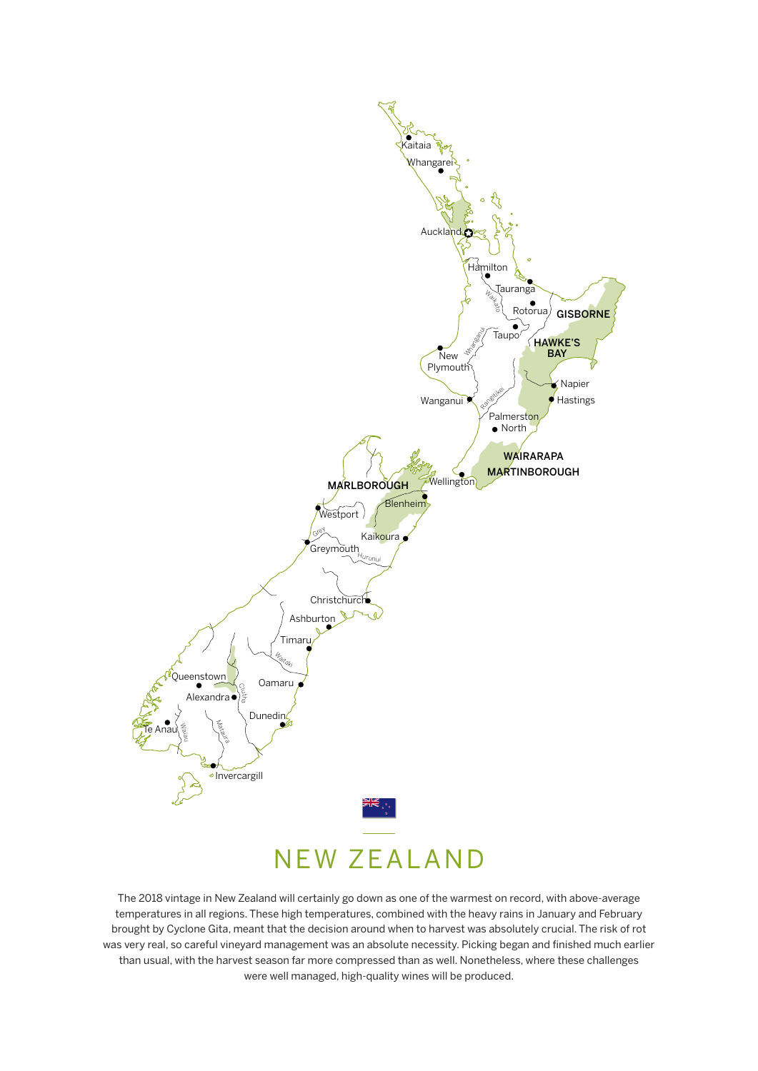# NEW ZEALAND

The 2018 vintage in New Zealand will certainly go down as one of the warmest on record, with above-average temperatures in all regions. These high temperatures, combined with the heavy rains in January and February brought by Cyclone Gita, meant that the decision around when to harvest was absolutely crucial. The risk of rot was very real, so careful vineyard management was an absolute necessity. Picking began and finished much earlier than usual, with the harvest season far more compressed than as well. Nonetheless, where these challenges were well managed, high-quality wines will be produced.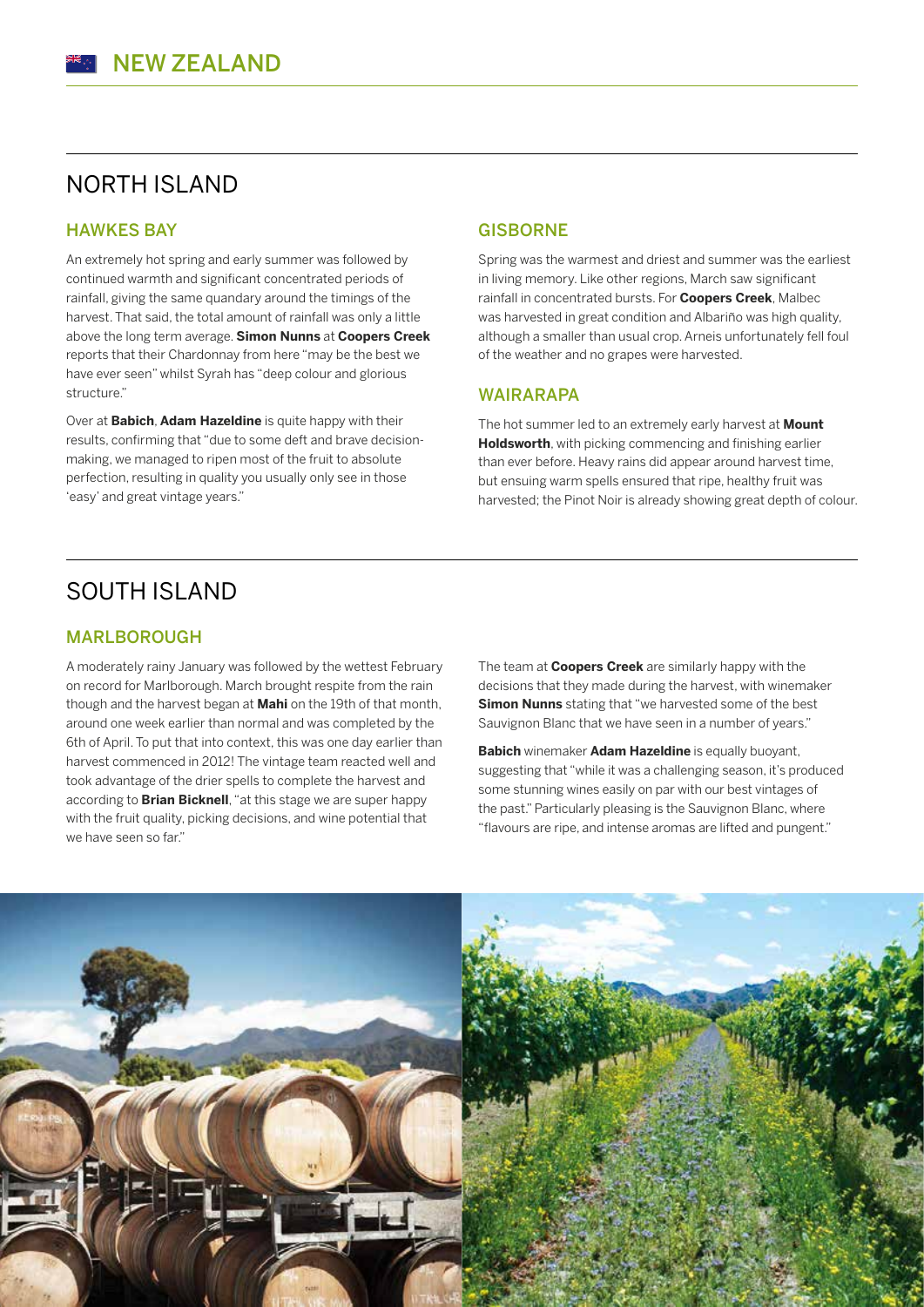# NEW ZEALAND

## NORTH ISLAND

### HAWKES BAY

An extremely hot spring and early summer was followed by continued warmth and significant concentrated periods of rainfall, giving the same quandary around the timings of the harvest. That said, the total amount of rainfall was only a little above the long term average. **Simon Nunns** at **Coopers Creek** reports that their Chardonnay from here "may be the best we have ever seen" whilst Syrah has "deep colour and glorious structure."

Over at **Babich**, **Adam Hazeldine** is quite happy with their results, confirming that "due to some deft and brave decision-making, we managed to ripen most of the fruit to absolute perfection, resulting in quality you usually only see in those 'easy' and great vintage years."

### GISBORNE

Spring was the warmest and driest and summer was the earliest in living memory. Like other regions, March saw significant rainfall in concentrated bursts. For **Coopers Creek**, Malbec was harvested in great condition and Albariño was high quality, although a smaller than usual crop. Arneis unfortunately fell foul of the weather and no grapes were harvested.

### WAIRARAPA

The hot summer led to an extremely early harvest at **Mount Holdsworth**, with picking commencing and finishing earlier than ever before. Heavy rains did appear around harvest time, but ensuing warm spells ensured that ripe, healthy fruit was harvested; the Pinot Noir is already showing great depth of colour.

## SOUTH ISLAND

### MARLBOROUGH

A moderately rainy January was followed by the wettest February on record for Marlborough. March brought respite from the rain though and the harvest began at **Mahi** on the 19th of that month, around one week earlier than normal and was completed by the 6th of April. To put that into context, this was one day earlier than harvest commenced in 2012! The vintage team reacted well and took advantage of the drier spells to complete the harvest and according to **Brian Bicknell**, "at this stage we are super happy with the fruit quality, picking decisions, and wine potential that we have seen so far."

The team at **Coopers Creek** are similarly happy with the decisions that they made during the harvest, with winemaker **Simon Nunns** stating that "we harvested some of the best Sauvignon Blanc that we have seen in a number of years."

**Babich** winemaker **Adam Hazeldine** is equally buoyant, suggesting that "while it was a challenging season, it's produced some stunning wines easily on par with our best vintages of the past." Particularly pleasing is the Sauvignon Blanc, where "flavours are ripe, and intense aromas are lifted and pungent."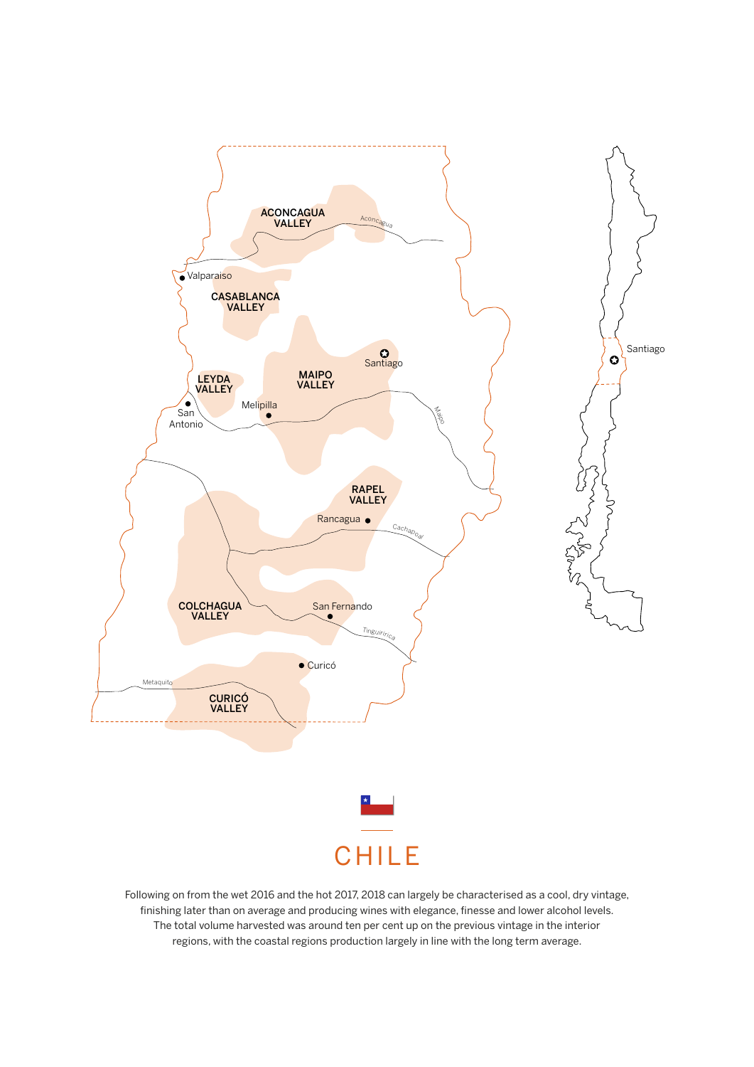# CHILE

Following on from the wet 2016 and the hot 2017, 2018 can largely be characterised as a cool, dry vintage, finishing later than on average and producing wines with elegance, finesse and lower alcohol levels. The total volume harvested was around ten per cent up on the previous vintage in the interior regions, with the coastal regions production largely in line with the long term average.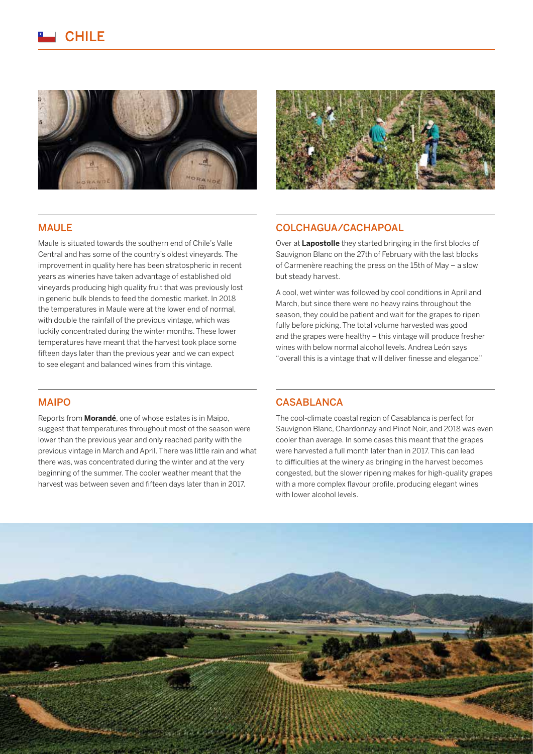# CHILE

## MAULE

Maule is situated towards the southern end of Chile's Valle Central and has some of the country's oldest vineyards. The improvement in quality here has been stratospheric in recent years as wineries have taken advantage of established old vineyards producing high quality fruit that was previously lost in generic bulk blends to feed the domestic market. In 2018 the temperatures in Maule were at the lower end of normal, with double the rainfall of the previous vintage, which was luckily concentrated during the winter months. These lower temperatures have meant that the harvest took place some fifteen days later than the previous year and we can expect to see elegant and balanced wines from this vintage.

## MAIPO

Reports from **Morandé**, one of whose estates is in Maipo, suggest that temperatures throughout most of the season were lower than the previous year and only reached parity with the previous vintage in March and April. There was little rain and what there was, was concentrated during the winter and at the very beginning of the summer. The cooler weather meant that the harvest was between seven and fifteen days later than in 2017.

## COLCHAGUA/CACHAPOAL

Over at **Lapostolle** they started bringing in the first blocks of Sauvignon Blanc on the 27th of February with the last blocks of Carmenère reaching the press on the 15th of May – a slow but steady harvest.

A cool, wet winter was followed by cool conditions in April and March, but since there were no heavy rains throughout the season, they could be patient and wait for the grapes to ripen fully before picking. The total volume harvested was good and the grapes were healthy – this vintage will produce fresher wines with below normal alcohol levels. Andrea León says "overall this is a vintage that will deliver finesse and elegance."

## CASABLANCA

The cool-climate coastal region of Casablanca is perfect for Sauvignon Blanc, Chardonnay and Pinot Noir, and 2018 was even cooler than average. In some cases this meant that the grapes were harvested a full month later than in 2017. This can lead to difficulties at the winery as bringing in the harvest becomes congested, but the slower ripening makes for high-quality grapes with a more complex flavour profile, producing elegant wines with lower alcohol levels.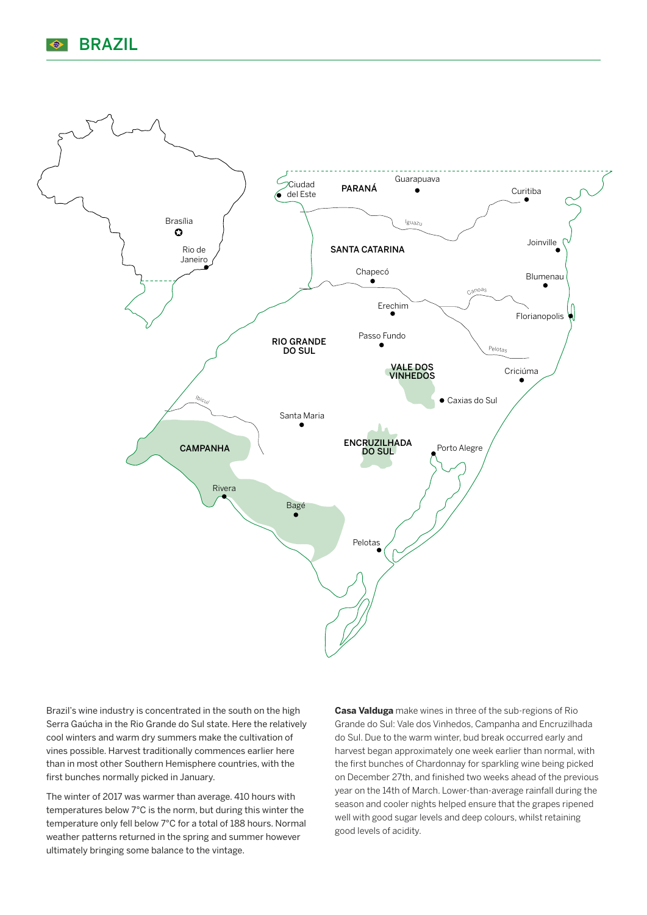# BRAZIL

Brazil's wine industry is concentrated in the south on the high Serra Gaúcha in the Rio Grande do Sul state. Here the relatively cool winters and warm dry summers make the cultivation of vines possible. Harvest traditionally commences earlier here than in most other Southern Hemisphere countries, with the first bunches normally picked in January.

The winter of 2017 was warmer than average. 410 hours with temperatures below 7°C is the norm, but during this winter the temperature only fell below 7°C for a total of 188 hours. Normal weather patterns returned in the spring and summer however ultimately bringing some balance to the vintage.

**Casa Valduga** make wines in three of the sub-regions of Rio Grande do Sul: Vale dos Vinhedos, Campanha and Encruzilhada do Sul. Due to the warm winter, bud break occurred early and harvest began approximately one week earlier than normal, with the first bunches of Chardonnay for sparkling wine being picked on December 27th, and finished two weeks ahead of the previous year on the 14th of March. Lower-than-average rainfall during the season and cooler nights helped ensure that the grapes ripened well with good sugar levels and deep colours, whilst retaining good levels of acidity.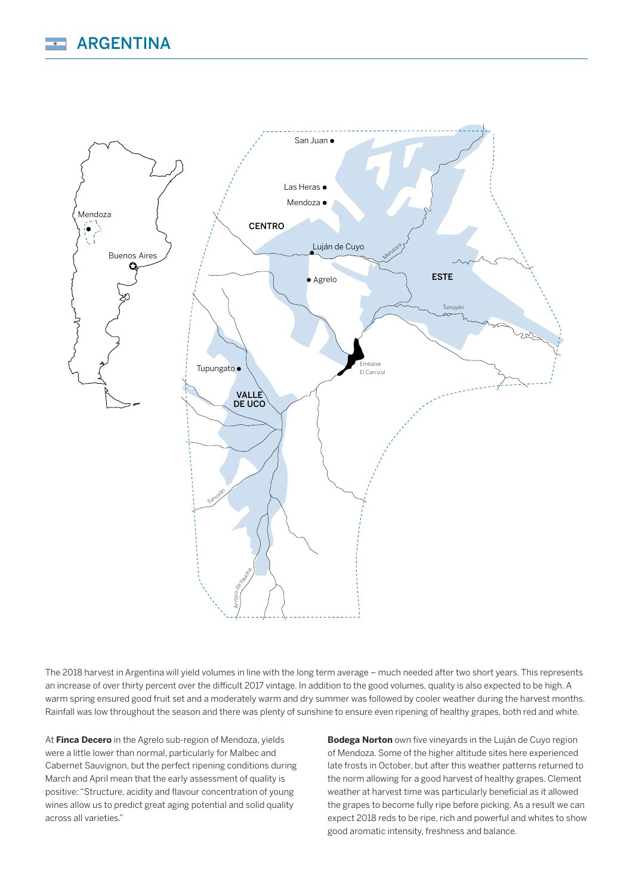# ARGENTINA

The 2018 harvest in Argentina will yield volumes in line with the long term average – much needed after two short years. This represents an increase of over thirty percent over the difficult 2017 vintage. In addition to the good volumes, quality is also expected to be high. A warm spring ensured good fruit set and a moderately warm and dry summer was followed by cooler weather during the harvest months. Rainfall was low throughout the season and there was plenty of sunshine to ensure even ripening of healthy grapes, both red and white.

At **Finca Decero** in the Agrelo sub-region of Mendoza, yields were a little lower than normal, particularly for Malbec and Cabernet Sauvignon, but the perfect ripening conditions during March and April mean that the early assessment of quality is positive: "Structure, acidity and flavour concentration of young wines allow us to predict great aging potential and solid quality across all varieties."

**Bodega Norton** own five vineyards in the Luján de Cuyo region of Mendoza. Some of the higher altitude sites here experienced late frosts in October, but after this weather patterns returned to the norm allowing for a good harvest of healthy grapes. Clement weather at harvest time was particularly beneficial as it allowed the grapes to become fully ripe before picking. As a result we can expect 2018 reds to be ripe, rich and powerful and whites to show good aromatic intensity, freshness and balance.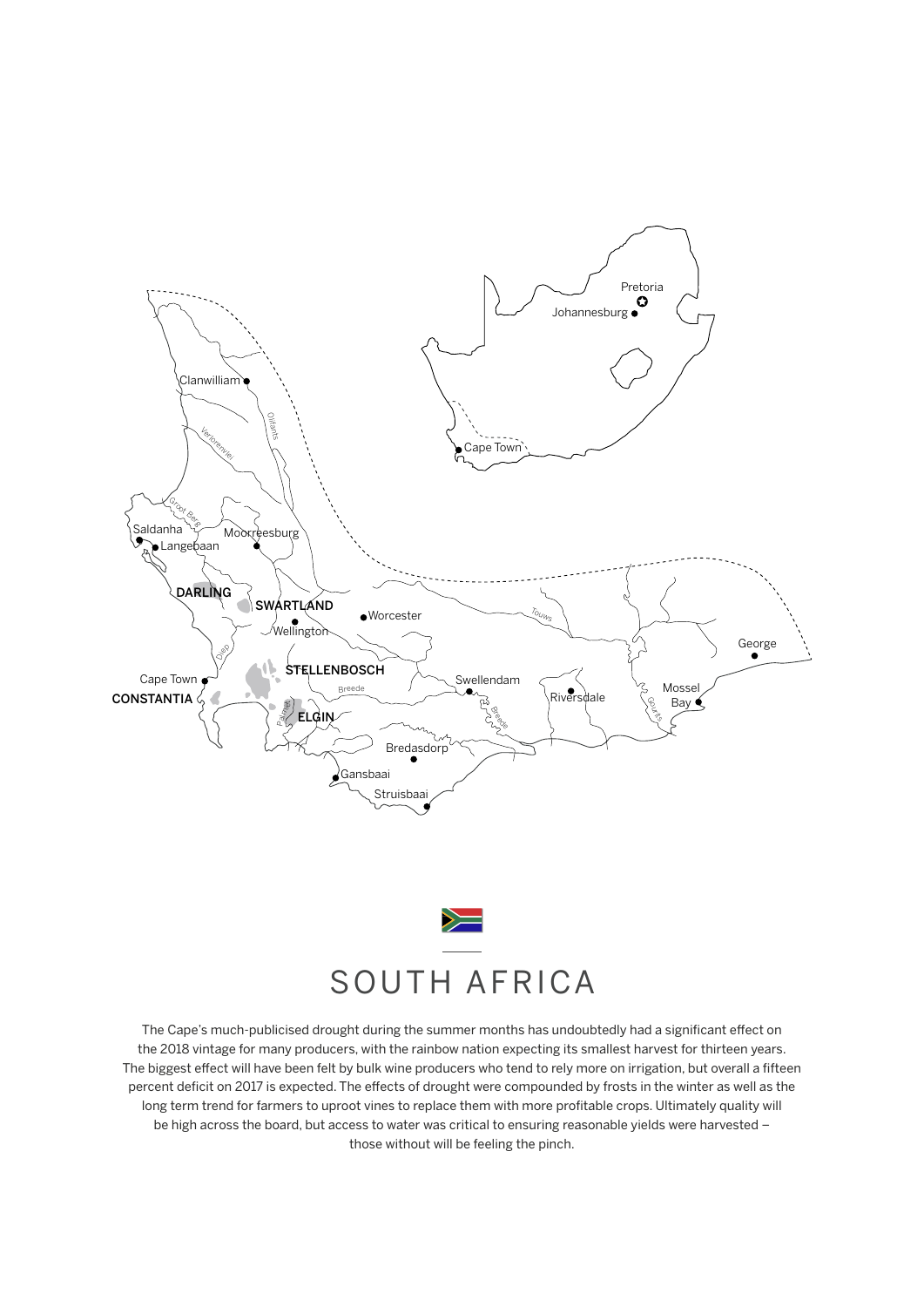# SOUTH AFRICA

The Cape's much-publicised drought during the summer months has undoubtedly had a significant effect on the 2018 vintage for many producers, with the rainbow nation expecting its smallest harvest for thirteen years. The biggest effect will have been felt by bulk wine producers who tend to rely more on irrigation, but overall a fifteen percent deficit on 2017 is expected. The effects of drought were compounded by frosts in the winter as well as the long term trend for farmers to uproot vines to replace them with more profitable crops. Ultimately quality will be high across the board, but access to water was critical to ensuring reasonable yields were harvested – those without will be feeling the pinch.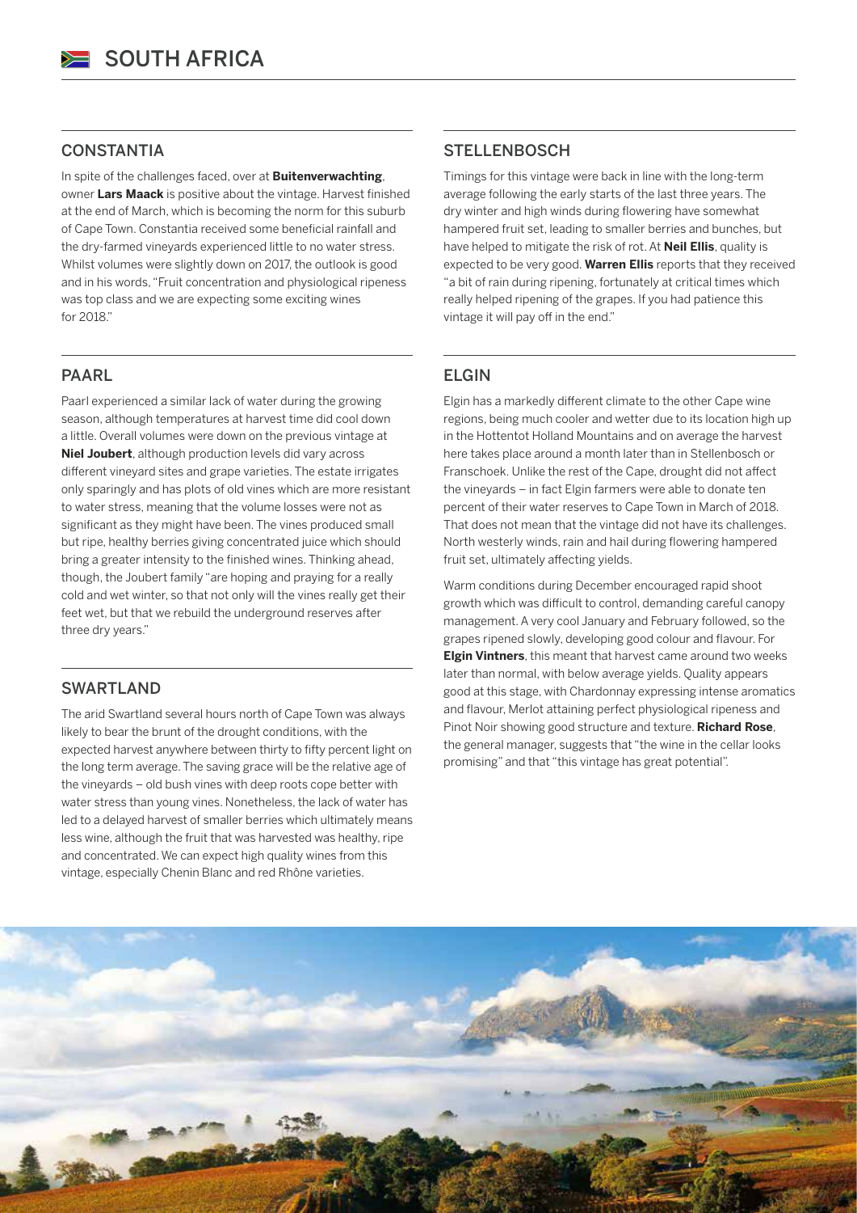# SOUTH AFRICA

## CONSTANTIA

In spite of the challenges faced, over at **Buitenverwachting**, owner **Lars Maack** is positive about the vintage. Harvest finished at the end of March, which is becoming the norm for this suburb of Cape Town. Constantia received some beneficial rainfall and the dry-farmed vineyards experienced little to no water stress. Whilst volumes were slightly down on 2017, the outlook is good and in his words, "Fruit concentration and physiological ripeness was top class and we are expecting some exciting wines for 2018."

## PAARL

Paarl experienced a similar lack of water during the growing season, although temperatures at harvest time did cool down a little. Overall volumes were down on the previous vintage at **Niel Joubert**, although production levels did vary across different vineyard sites and grape varieties. The estate irrigates only sparingly and has plots of old vines which are more resistant to water stress, meaning that the volume losses were not as significant as they might have been. The vines produced small but ripe, healthy berries giving concentrated juice which should bring a greater intensity to the finished wines. Thinking ahead, though, the Joubert family "are hoping and praying for a really cold and wet winter, so that not only will the vines really get their feet wet, but that we rebuild the underground reserves after three dry years."

## SWARTLAND

The arid Swartland several hours north of Cape Town was always likely to bear the brunt of the drought conditions, with the expected harvest anywhere between thirty to fifty percent light on the long term average. The saving grace will be the relative age of the vineyards – old bush vines with deep roots cope better with water stress than young vines. Nonetheless, the lack of water has led to a delayed harvest of smaller berries which ultimately means less wine, although the fruit that was harvested was healthy, ripe and concentrated. We can expect high quality wines from this vintage, especially Chenin Blanc and red Rhône varieties.

## STELLENBOSCH

Timings for this vintage were back in line with the long-term average following the early starts of the last three years. The dry winter and high winds during flowering have somewhat hampered fruit set, leading to smaller berries and bunches, but have helped to mitigate the risk of rot. At **Neil Ellis**, quality is expected to be very good. **Warren Ellis** reports that they received "a bit of rain during ripening, fortunately at critical times which really helped ripening of the grapes. If you had patience this vintage it will pay off in the end."

## ELGIN

Elgin has a markedly different climate to the other Cape wine regions, being much cooler and wetter due to its location high up in the Hottentot Holland Mountains and on average the harvest here takes place around a month later than in Stellenbosch or Franschoek. Unlike the rest of the Cape, drought did not affect the vineyards – in fact Elgin farmers were able to donate ten percent of their water reserves to Cape Town in March of 2018. That does not mean that the vintage did not have its challenges. North westerly winds, rain and hail during flowering hampered fruit set, ultimately affecting yields.

Warm conditions during December encouraged rapid shoot growth which was difficult to control, demanding careful canopy management. A very cool January and February followed, so the grapes ripened slowly, developing good colour and flavour. For **Elgin Vintners**, this meant that harvest came around two weeks later than normal, with below average yields. Quality appears good at this stage, with Chardonnay expressing intense aromatics and flavour, Merlot attaining perfect physiological ripeness and Pinot Noir showing good structure and texture. **Richard Rose**, the general manager, suggests that "the wine in the cellar looks promising" and that "this vintage has great potential".